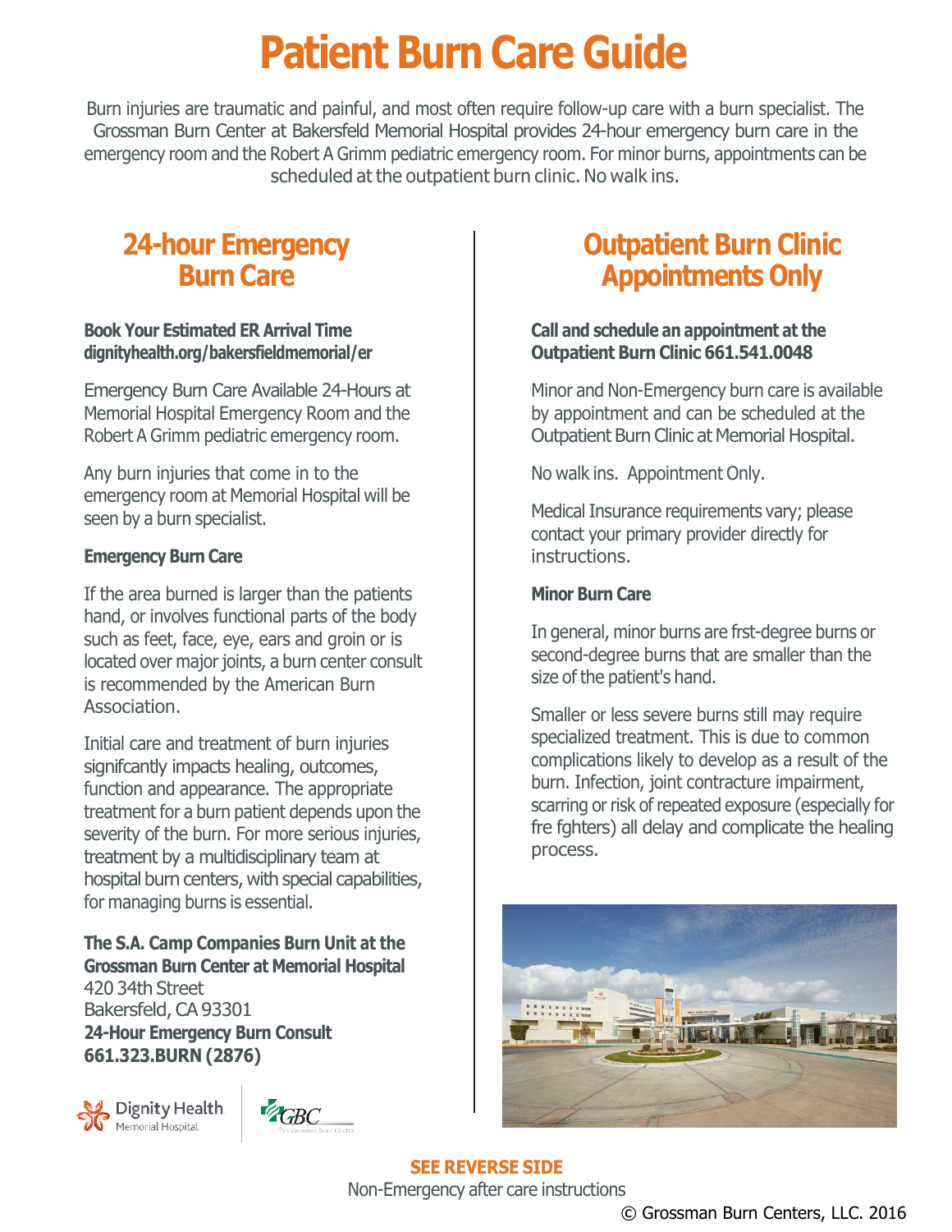# Patient Burn Care Guide

Burn injuries are traumatic and painful, and most often require follow-up care with a burn specialist. The Grossman Burn Center at Bakersfeld Memorial Hospital provides 24-hour emergency burn care in the emergency room and the Robert A Grimm pediatric emergency room. For minor burns, appointments can be scheduled at the outpatient burn clinic. No walk ins.

## 24-hour Emergency Burn Care

**Book Your Estimated ER Arrival Time**
**dignityhealth.org/bakersfieldmemorial/er**

Emergency Burn Care Available 24-Hours at Memorial Hospital Emergency Room and the Robert A Grimm pediatric emergency room.

Any burn injuries that come in to the emergency room at Memorial Hospital will be seen by a burn specialist.

**Emergency Burn Care**

If the area burned is larger than the patients hand, or involves functional parts of the body such as feet, face, eye, ears and groin or is located over major joints, a burn center consult is recommended by the American Burn Association.

Initial care and treatment of burn injuries signifcantly impacts healing, outcomes, function and appearance. The appropriate treatment for a burn patient depends upon the severity of the burn. For more serious injuries, treatment by a multidisciplinary team at hospital burn centers, with special capabilities, for managing burns is essential.

**The S.A. Camp Companies Burn Unit at the Grossman Burn Center at Memorial Hospital**
420 34th Street
Bakersfeld, CA 93301
**24-Hour Emergency Burn Consult**
**661.323.BURN (2876)**

Dignity Health Memorial Hospital | GBC The Grossman Burn Center

## Outpatient Burn Clinic Appointments Only

**Call and schedule an appointment at the Outpatient Burn Clinic 661.541.0048**

Minor and Non-Emergency burn care is available by appointment and can be scheduled at the Outpatient Burn Clinic at Memorial Hospital.

No walk ins. Appointment Only.

Medical Insurance requirements vary; please contact your primary provider directly for instructions.

**Minor Burn Care**

In general, minor burns are frst-degree burns or second-degree burns that are smaller than the size of the patient's hand.

Smaller or less severe burns still may require specialized treatment. This is due to common complications likely to develop as a result of the burn. Infection, joint contracture impairment, scarring or risk of repeated exposure (especially for fre fghters) all delay and complicate the healing process.

**SEE REVERSE SIDE**
Non-Emergency after care instructions

© Grossman Burn Centers, LLC. 2016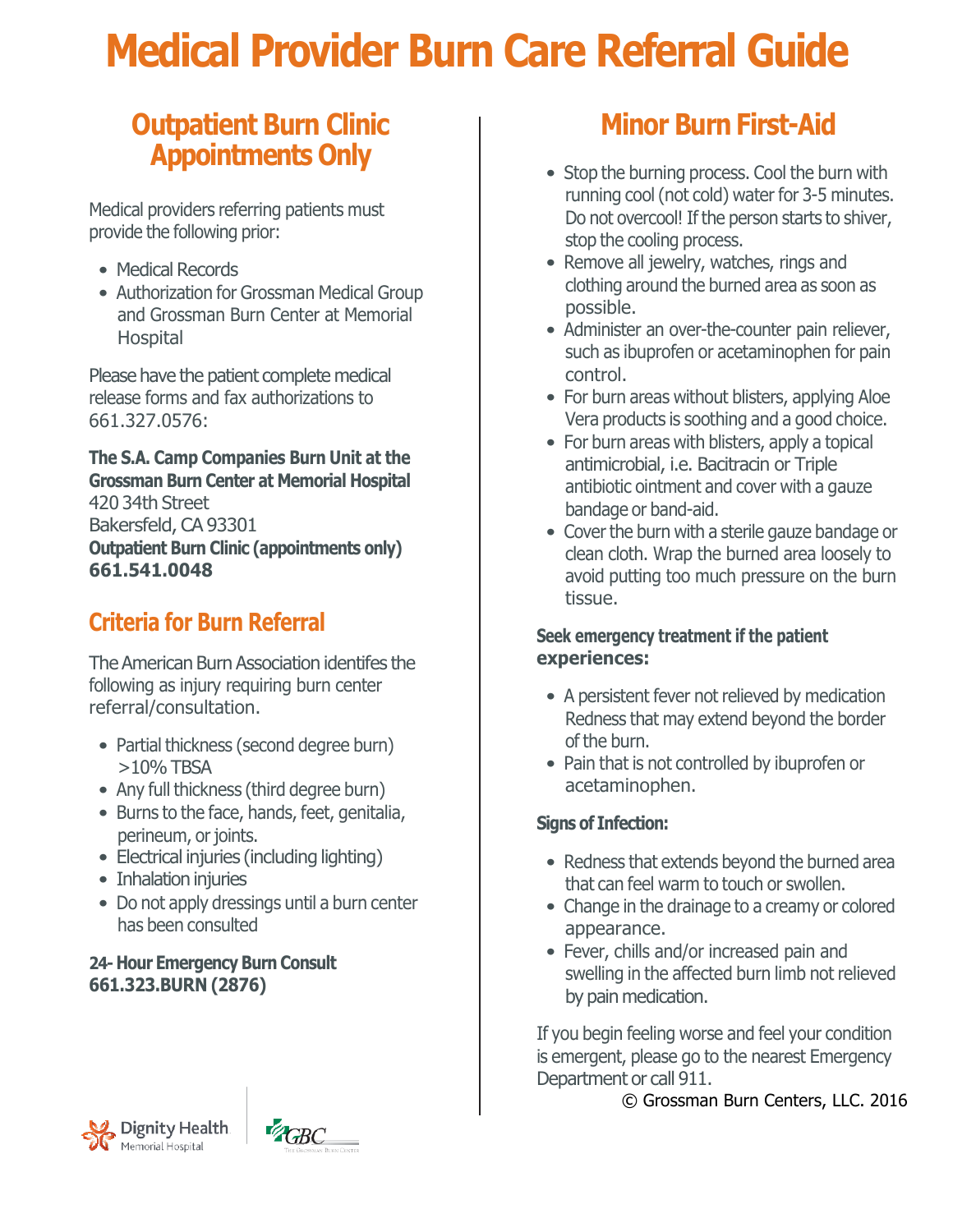# Medical Provider Burn Care Referral Guide

## Outpatient Burn Clinic Appointments Only

Medical providers referring patients must provide the following prior:

- Medical Records
- Authorization for Grossman Medical Group and Grossman Burn Center at Memorial Hospital

Please have the patient complete medical release forms and fax authorizations to 661.327.0576:

**The S.A. Camp Companies Burn Unit at the Grossman Burn Center at Memorial Hospital**
420 34th Street
Bakersfeld, CA 93301
**Outpatient Burn Clinic (appointments only)**
**661.541.0048**

## Criteria for Burn Referral

The American Burn Association identifes the following as injury requiring burn center referral/consultation.

- Partial thickness (second degree burn) >10% TBSA
- Any full thickness (third degree burn)
- Burns to the face, hands, feet, genitalia, perineum, or joints.
- Electrical injuries (including lighting)
- Inhalation injuries
- Do not apply dressings until a burn center has been consulted

**24- Hour Emergency Burn Consult**
**661.323.BURN (2876)**

## Minor Burn First-Aid

- Stop the burning process. Cool the burn with running cool (not cold) water for 3-5 minutes. Do not overcool! If the person starts to shiver, stop the cooling process.
- Remove all jewelry, watches, rings and clothing around the burned area as soon as possible.
- Administer an over-the-counter pain reliever, such as ibuprofen or acetaminophen for pain control.
- For burn areas without blisters, applying Aloe Vera products is soothing and a good choice.
- For burn areas with blisters, apply a topical antimicrobial, i.e. Bacitracin or Triple antibiotic ointment and cover with a gauze bandage or band-aid.
- Cover the burn with a sterile gauze bandage or clean cloth. Wrap the burned area loosely to avoid putting too much pressure on the burn tissue.

**Seek emergency treatment if the patient experiences:**

- A persistent fever not relieved by medication Redness that may extend beyond the border of the burn.
- Pain that is not controlled by ibuprofen or acetaminophen.

**Signs of Infection:**

- Redness that extends beyond the burned area that can feel warm to touch or swollen.
- Change in the drainage to a creamy or colored appearance.
- Fever, chills and/or increased pain and swelling in the affected burn limb not relieved by pain medication.

If you begin feeling worse and feel your condition is emergent, please go to the nearest Emergency Department or call 911.

© Grossman Burn Centers, LLC. 2016

Dignity Health Memorial Hospital

GBC The Grossman Burn Center